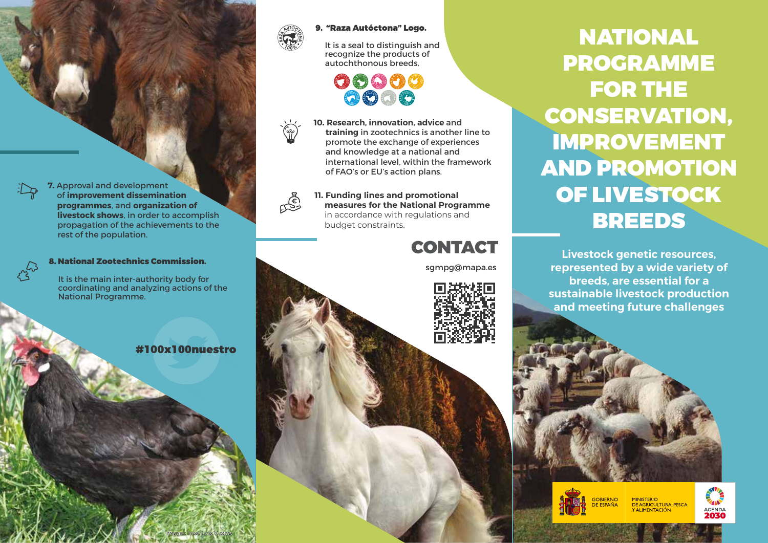# NATIONAL PROGRAMME FOR THE CONSERVATION, IMPROVEMENT AND PROMOTION OF LIVESTOCK BREEDS

**Livestock genetic resources, represented by a wide variety of breeds, are essential for a sustainable livestock production and meeting future challenges**

**7.** Approval and development of **improvement dissemination programmes**, and **organization of livestock shows**, in order to accomplish propagation of the achievements to the rest of the population.

**8. National Zootechnics Commission.**

It is the main inter-authority body for coordinating and analyzing actions of the National Programme.

**#100x100nuestro**

**9. "Raza Autóctona" Logo.**

It is a seal to distinguish and recognize the products of autochthonous breeds.

**10. Research, innovation, advice** and **training** in zootechnics is another line to promote the exchange of experiences and knowledge at a national and international level, within the framework of FAO's or EU's action plans.

**11. Funding lines and promotional measures for the National Programme** in accordance with regulations and budget constraints.

## CONTACT

sgmpg@mapa.es

GOBIERNO DE ESPAÑA

MINISTERIO DE AGRICULTURA, PESCA Y ALIMENTACIÓN

AGENDA 2030

Image: José Luis Bustos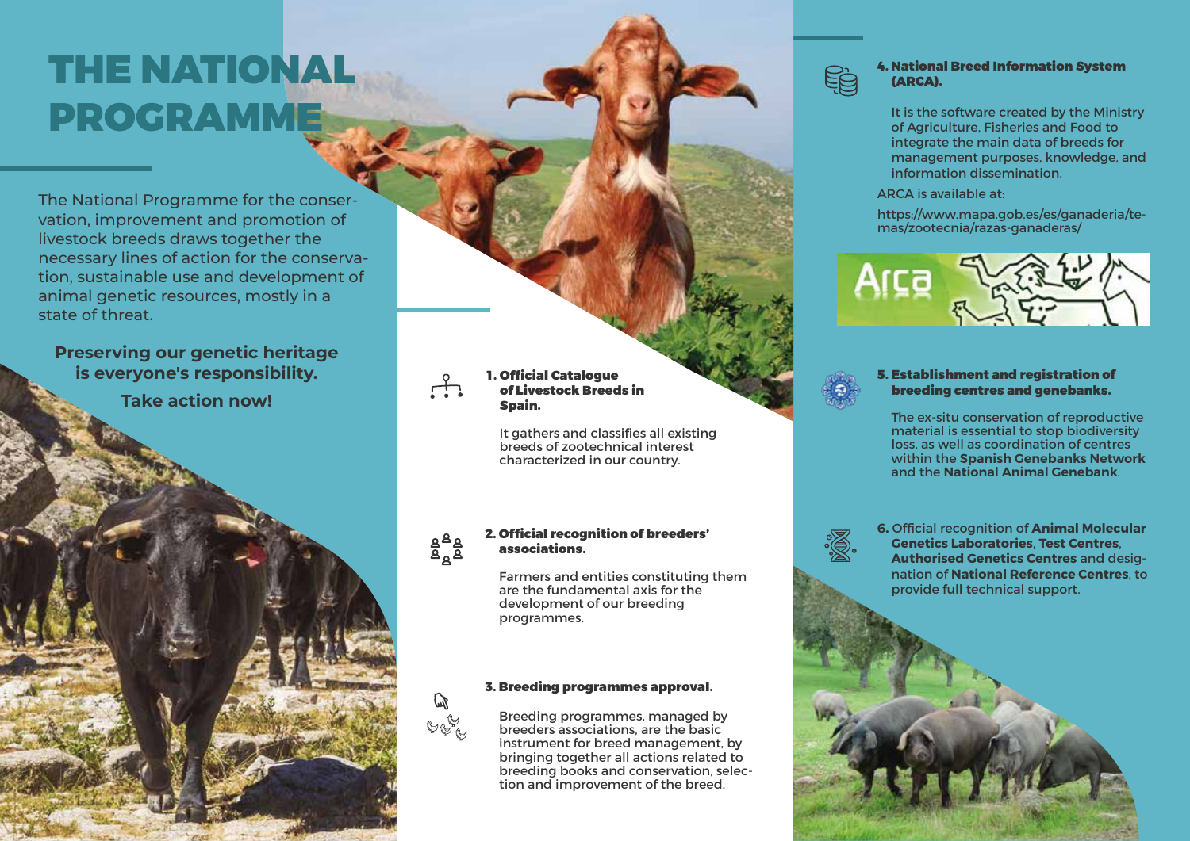# THE NATIONAL PROGRAMME

The National Programme for the conservation, improvement and promotion of livestock breeds draws together the necessary lines of action for the conservation, sustainable use and development of animal genetic resources, mostly in a state of threat.

**Preserving our genetic heritage is everyone's responsibility.**

**Take action now!**

**1. Official Catalogue of Livestock Breeds in Spain.**

It gathers and classifies all existing breeds of zootechnical interest characterized in our country.

**2. Official recognition of breeders' associations.**

Farmers and entities constituting them are the fundamental axis for the development of our breeding programmes.

**3. Breeding programmes approval.**

Breeding programmes, managed by breeders associations, are the basic instrument for breed management, by bringing together all actions related to breeding books and conservation, selection and improvement of the breed.

**4. National Breed Information System (ARCA).**

It is the software created by the Ministry of Agriculture, Fisheries and Food to integrate the main data of breeds for management purposes, knowledge, and information dissemination.

ARCA is available at:

https://www.mapa.gob.es/es/ganaderia/temas/zootecnia/razas-ganaderas/

**5. Establishment and registration of breeding centres and genebanks.**

The ex-situ conservation of reproductive material is essential to stop biodiversity loss, as well as coordination of centres within the **Spanish Genebanks Network** and the **National Animal Genebank**.

**6.** Official recognition of **Animal Molecular Genetics Laboratories**, **Test Centres**, **Authorised Genetics Centres** and designation of **National Reference Centres**, to provide full technical support.